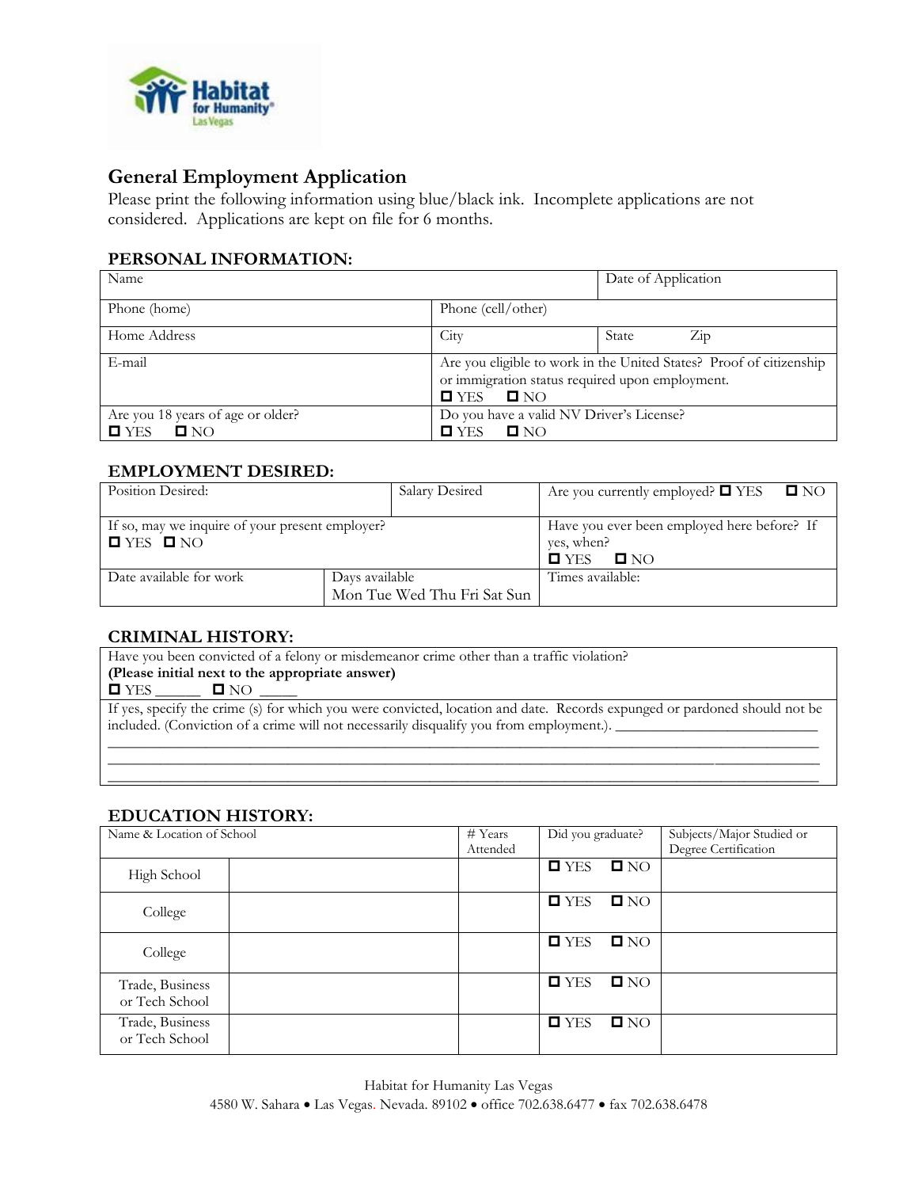## General Employment Application

Please print the following information using blue/black ink. Incomplete applications are not considered. Applications are kept on file for 6 months.

### PERSONAL INFORMATION:

| Name | | Date of Application |
|---|---|---|
| Phone (home) | Phone (cell/other) | |
| Home Address | City | State Zip |
| E-mail | Are you eligible to work in the United States? Proof of citizenship or immigration status required upon employment. ☐ YES ☐ NO | |
| Are you 18 years of age or older? ☐ YES ☐ NO | Do you have a valid NV Driver's License? ☐ YES ☐ NO | |

### EMPLOYMENT DESIRED:

| Position Desired: | Salary Desired | Are you currently employed? ☐ YES ☐ NO |
|---|---|---|
| If so, may we inquire of your present employer? ☐ YES ☐ NO | | Have you ever been employed here before? If yes, when? ☐ YES ☐ NO |
| Date available for work | Days available Mon Tue Wed Thu Fri Sat Sun | Times available: |

### CRIMINAL HISTORY:

Have you been convicted of a felony or misdemeanor crime other than a traffic violation?
**(Please initial next to the appropriate answer)**
☐ YES ______ ☐ NO _____

If yes, specify the crime (s) for which you were convicted, location and date. Records expunged or pardoned should not be included. (Conviction of a crime will not necessarily disqualify you from employment.). ___________________________
___________________________________________________________________________________________
___________________________________________________________________________________________
___________________________________________________________________________________________

### EDUCATION HISTORY:

| Name & Location of School | | # Years Attended | Did you graduate? | Subjects/Major Studied or Degree Certification |
|---|---|---|---|---|
| High School | | | ☐ YES ☐ NO | |
| College | | | ☐ YES ☐ NO | |
| College | | | ☐ YES ☐ NO | |
| Trade, Business or Tech School | | | ☐ YES ☐ NO | |
| Trade, Business or Tech School | | | ☐ YES ☐ NO | |

Habitat for Humanity Las Vegas
4580 W. Sahara • Las Vegas. Nevada. 89102 • office 702.638.6477 • fax 702.638.6478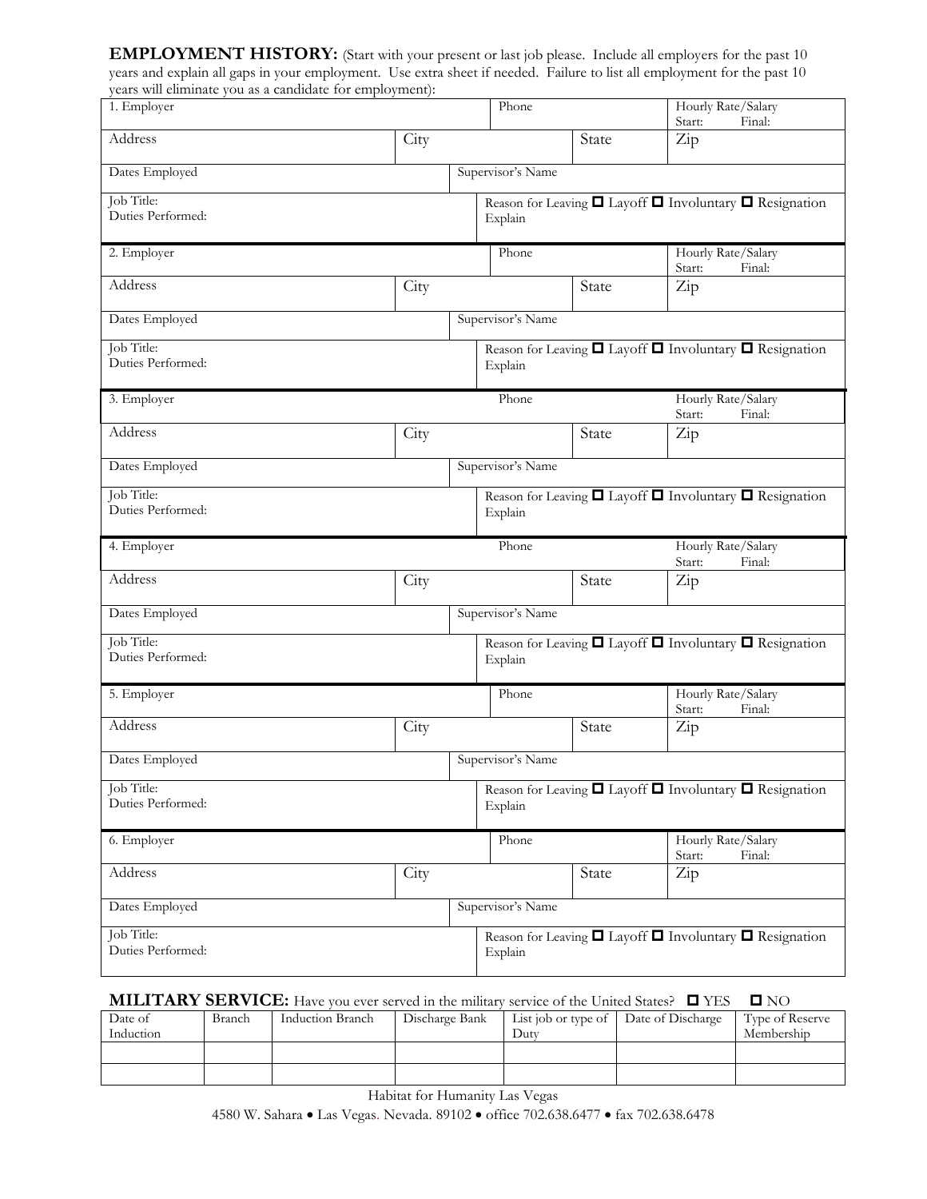**EMPLOYMENT HISTORY:** (Start with your present or last job please. Include all employers for the past 10 years and explain all gaps in your employment. Use extra sheet if needed. Failure to list all employment for the past 10 years will eliminate you as a candidate for employment):

| 1. Employer | | Phone | | Hourly Rate/Salary<br>Start: Final: |
|---|---|---|---|---|
| Address | City | | State | Zip |
| Dates Employed | | Supervisor's Name | | |
| Job Title:<br>Duties Performed: | | Reason for Leaving ☐ Layoff ☐ Involuntary ☐ Resignation<br>Explain | | |

| 2. Employer | | Phone | | Hourly Rate/Salary<br>Start: Final: |
|---|---|---|---|---|
| Address | City | | State | Zip |
| Dates Employed | | Supervisor's Name | | |
| Job Title:<br>Duties Performed: | | Reason for Leaving ☐ Layoff ☐ Involuntary ☐ Resignation<br>Explain | | |

| 3. Employer | | Phone | | Hourly Rate/Salary<br>Start: Final: |
|---|---|---|---|---|
| Address | City | | State | Zip |
| Dates Employed | | Supervisor's Name | | |
| Job Title:<br>Duties Performed: | | Reason for Leaving ☐ Layoff ☐ Involuntary ☐ Resignation<br>Explain | | |

| 4. Employer | | Phone | | Hourly Rate/Salary<br>Start: Final: |
|---|---|---|---|---|
| Address | City | | State | Zip |
| Dates Employed | | Supervisor's Name | | |
| Job Title:<br>Duties Performed: | | Reason for Leaving ☐ Layoff ☐ Involuntary ☐ Resignation<br>Explain | | |

| 5. Employer | | Phone | | Hourly Rate/Salary<br>Start: Final: |
|---|---|---|---|---|
| Address | City | | State | Zip |
| Dates Employed | | Supervisor's Name | | |
| Job Title:<br>Duties Performed: | | Reason for Leaving ☐ Layoff ☐ Involuntary ☐ Resignation<br>Explain | | |

| 6. Employer | | Phone | | Hourly Rate/Salary<br>Start: Final: |
|---|---|---|---|---|
| Address | City | | State | Zip |
| Dates Employed | | Supervisor's Name | | |
| Job Title:<br>Duties Performed: | | Reason for Leaving ☐ Layoff ☐ Involuntary ☐ Resignation<br>Explain | | |

**MILITARY SERVICE:** Have you ever served in the military service of the United States? ☐ YES ☐ NO

| Date of Induction | Branch | Induction Branch | Discharge Bank | List job or type of Duty | Date of Discharge | Type of Reserve Membership |
|---|---|---|---|---|---|---|
| | | | | | | |
| | | | | | | |

Habitat for Humanity Las Vegas
4580 W. Sahara • Las Vegas. Nevada. 89102 • office 702.638.6477 • fax 702.638.6478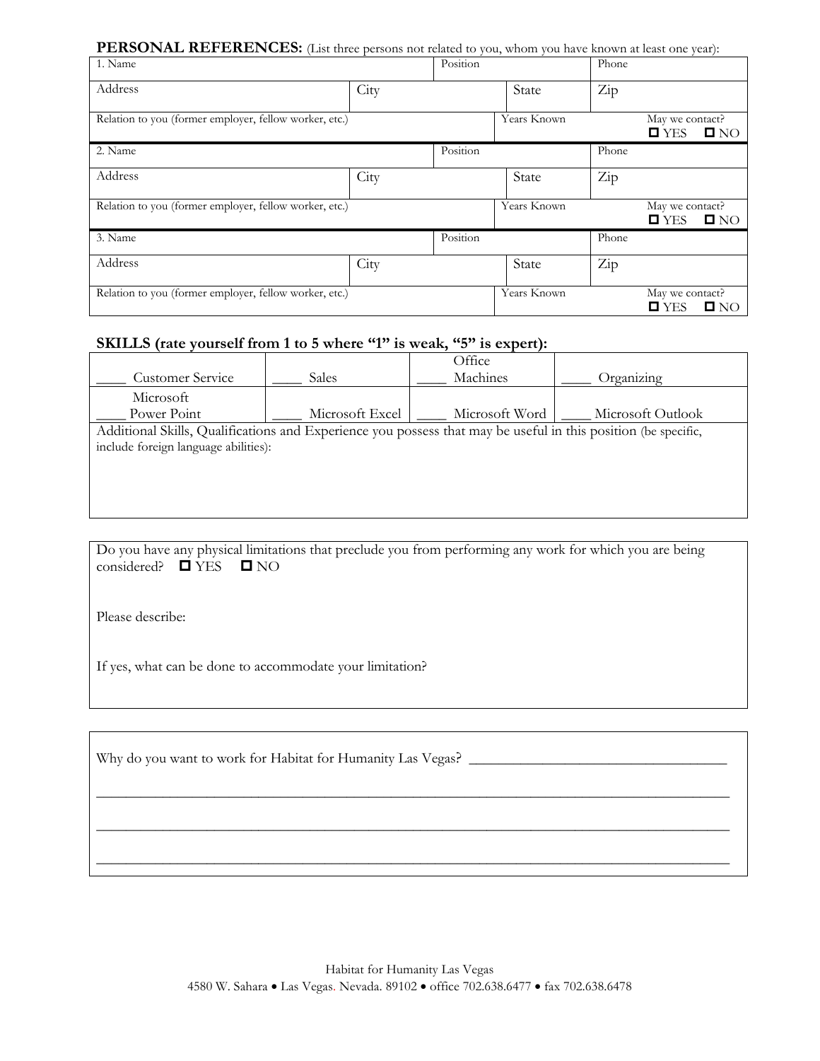**PERSONAL REFERENCES:** (List three persons not related to you, whom you have known at least one year):

| 1. Name | | Position | | Phone |
|---|---|---|---|---|
| Address | City | | State | Zip |
| Relation to you (former employer, fellow worker, etc.) | | Years Known | | May we contact? ☐ YES ☐ NO |
| 2. Name | | Position | | Phone |
| Address | City | | State | Zip |
| Relation to you (former employer, fellow worker, etc.) | | Years Known | | May we contact? ☐ YES ☐ NO |
| 3. Name | | Position | | Phone |
| Address | City | | State | Zip |
| Relation to you (former employer, fellow worker, etc.) | | Years Known | | May we contact? ☐ YES ☐ NO |

**SKILLS (rate yourself from 1 to 5 where "1" is weak, "5" is expert):**

| | | | |
|---|---|---|---|
| ____ Customer Service | ____ Sales | ____ Office Machines | ____ Organizing |
| ____ Microsoft Power Point | ____ Microsoft Excel | ____ Microsoft Word | ____ Microsoft Outlook |

Additional Skills, Qualifications and Experience you possess that may be useful in this position (be specific, include foreign language abilities):

Do you have any physical limitations that preclude you from performing any work for which you are being considered? ☐ YES ☐ NO

Please describe:

If yes, what can be done to accommodate your limitation?

Why do you want to work for Habitat for Humanity Las Vegas? ____________________________________

______________________________________________________________________________________

______________________________________________________________________________________

______________________________________________________________________________________

Habitat for Humanity Las Vegas
4580 W. Sahara • Las Vegas. Nevada. 89102 • office 702.638.6477 • fax 702.638.6478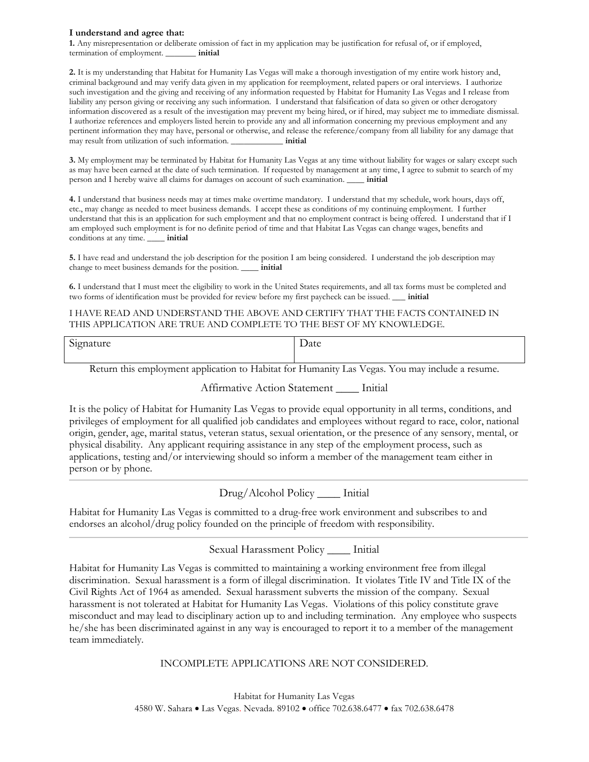**I understand and agree that:**

**1.** Any misrepresentation or deliberate omission of fact in my application may be justification for refusal of, or if employed, termination of employment. _______ **initial**

**2.** It is my understanding that Habitat for Humanity Las Vegas will make a thorough investigation of my entire work history and, criminal background and may verify data given in my application for reemployment, related papers or oral interviews. I authorize such investigation and the giving and receiving of any information requested by Habitat for Humanity Las Vegas and I release from liability any person giving or receiving any such information. I understand that falsification of data so given or other derogatory information discovered as a result of the investigation may prevent my being hired, or if hired, may subject me to immediate dismissal. I authorize references and employers listed herein to provide any and all information concerning my previous employment and any pertinent information they may have, personal or otherwise, and release the reference/company from all liability for any damage that may result from utilization of such information. ____________ **initial**

**3.** My employment may be terminated by Habitat for Humanity Las Vegas at any time without liability for wages or salary except such as may have been earned at the date of such termination. If requested by management at any time, I agree to submit to search of my person and I hereby waive all claims for damages on account of such examination. ____ **initial**

**4.** I understand that business needs may at times make overtime mandatory. I understand that my schedule, work hours, days off, etc., may change as needed to meet business demands. I accept these as conditions of my continuing employment. I further understand that this is an application for such employment and that no employment contract is being offered. I understand that if I am employed such employment is for no definite period of time and that Habitat Las Vegas can change wages, benefits and conditions at any time. ____ **initial**

**5.** I have read and understand the job description for the position I am being considered. I understand the job description may change to meet business demands for the position. ____ **initial**

**6.** I understand that I must meet the eligibility to work in the United States requirements, and all tax forms must be completed and two forms of identification must be provided for review before my first paycheck can be issued. ___ **initial**

I HAVE READ AND UNDERSTAND THE ABOVE AND CERTIFY THAT THE FACTS CONTAINED IN THIS APPLICATION ARE TRUE AND COMPLETE TO THE BEST OF MY KNOWLEDGE.

| Signature | Date |
|---|---|
| | |

Return this employment application to Habitat for Humanity Las Vegas. You may include a resume.

Affirmative Action Statement ____ Initial

It is the policy of Habitat for Humanity Las Vegas to provide equal opportunity in all terms, conditions, and privileges of employment for all qualified job candidates and employees without regard to race, color, national origin, gender, age, marital status, veteran status, sexual orientation, or the presence of any sensory, mental, or physical disability. Any applicant requiring assistance in any step of the employment process, such as applications, testing and/or interviewing should so inform a member of the management team either in person or by phone.

---

Drug/Alcohol Policy ____ Initial

Habitat for Humanity Las Vegas is committed to a drug-free work environment and subscribes to and endorses an alcohol/drug policy founded on the principle of freedom with responsibility.

---

Sexual Harassment Policy ____ Initial

Habitat for Humanity Las Vegas is committed to maintaining a working environment free from illegal discrimination. Sexual harassment is a form of illegal discrimination. It violates Title IV and Title IX of the Civil Rights Act of 1964 as amended. Sexual harassment subverts the mission of the company. Sexual harassment is not tolerated at Habitat for Humanity Las Vegas. Violations of this policy constitute grave misconduct and may lead to disciplinary action up to and including termination. Any employee who suspects he/she has been discriminated against in any way is encouraged to report it to a member of the management team immediately.

INCOMPLETE APPLICATIONS ARE NOT CONSIDERED.

Habitat for Humanity Las Vegas
4580 W. Sahara • Las Vegas. Nevada. 89102 • office 702.638.6477 • fax 702.638.6478